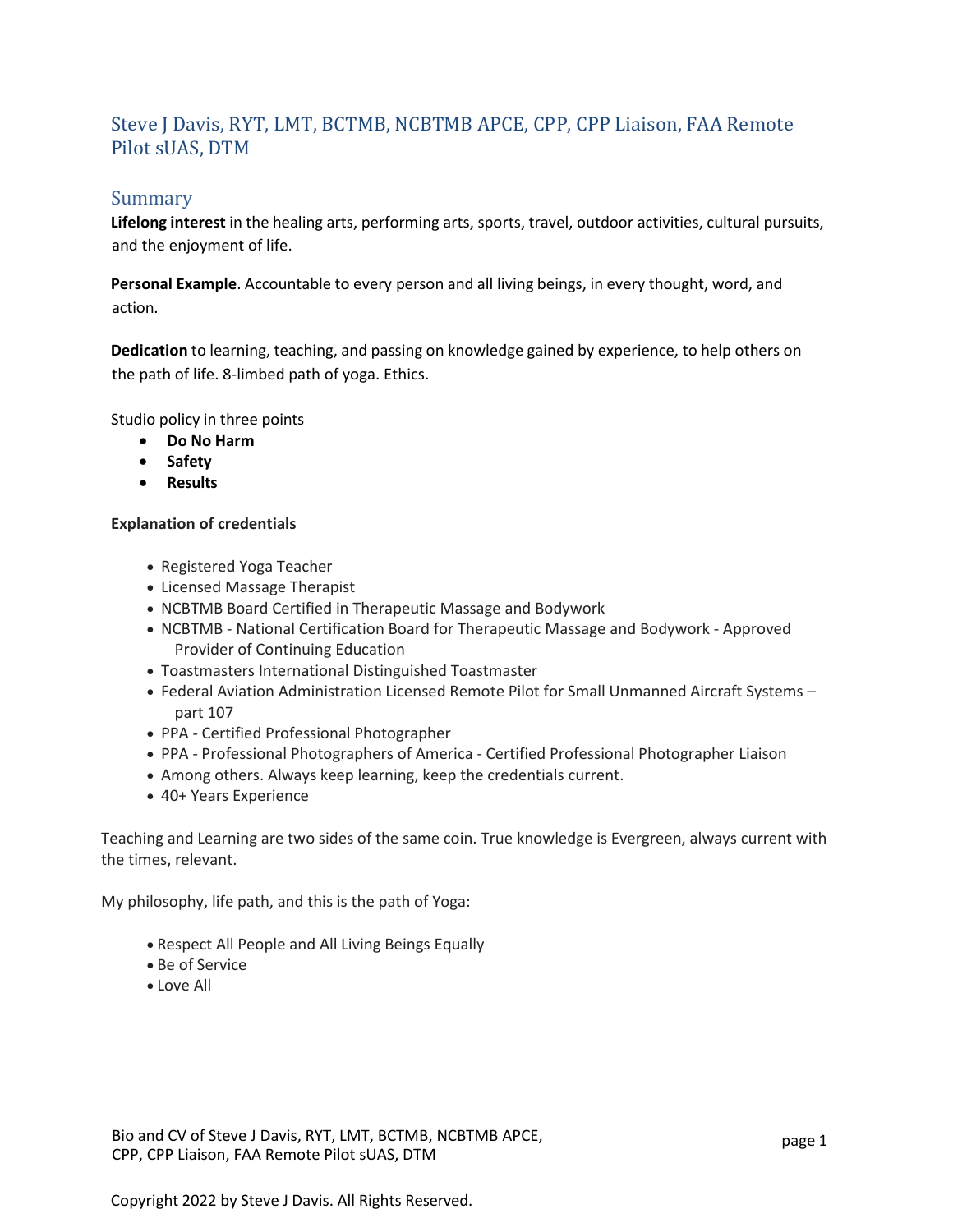# Steve J Davis, RYT, LMT, BCTMB, NCBTMB APCE, CPP, CPP Liaison, FAA Remote Pilot sUAS, DTM

## Summary

**Lifelong interest** in the healing arts, performing arts, sports, travel, outdoor activities, cultural pursuits, and the enjoyment of life.

**Personal Example**. Accountable to every person and all living beings, in every thought, word, and action.

**Dedication** to learning, teaching, and passing on knowledge gained by experience, to help others on the path of life. 8-limbed path of yoga. Ethics.

Studio policy in three points

- **Do No Harm**
- **Safety**
- **Results**

**Explanation of credentials**

- Registered Yoga Teacher
- Licensed Massage Therapist
- NCBTMB Board Certified in Therapeutic Massage and Bodywork
- NCBTMB - National Certification Board for Therapeutic Massage and Bodywork - Approved Provider of Continuing Education
- Toastmasters International Distinguished Toastmaster
- Federal Aviation Administration Licensed Remote Pilot for Small Unmanned Aircraft Systems – part 107
- PPA - Certified Professional Photographer
- PPA - Professional Photographers of America - Certified Professional Photographer Liaison
- Among others. Always keep learning, keep the credentials current.
- 40+ Years Experience

Teaching and Learning are two sides of the same coin. True knowledge is Evergreen, always current with the times, relevant.

My philosophy, life path, and this is the path of Yoga:

- Respect All People and All Living Beings Equally
- Be of Service
- Love All

Copyright 2022 by Steve J Davis. All Rights Reserved.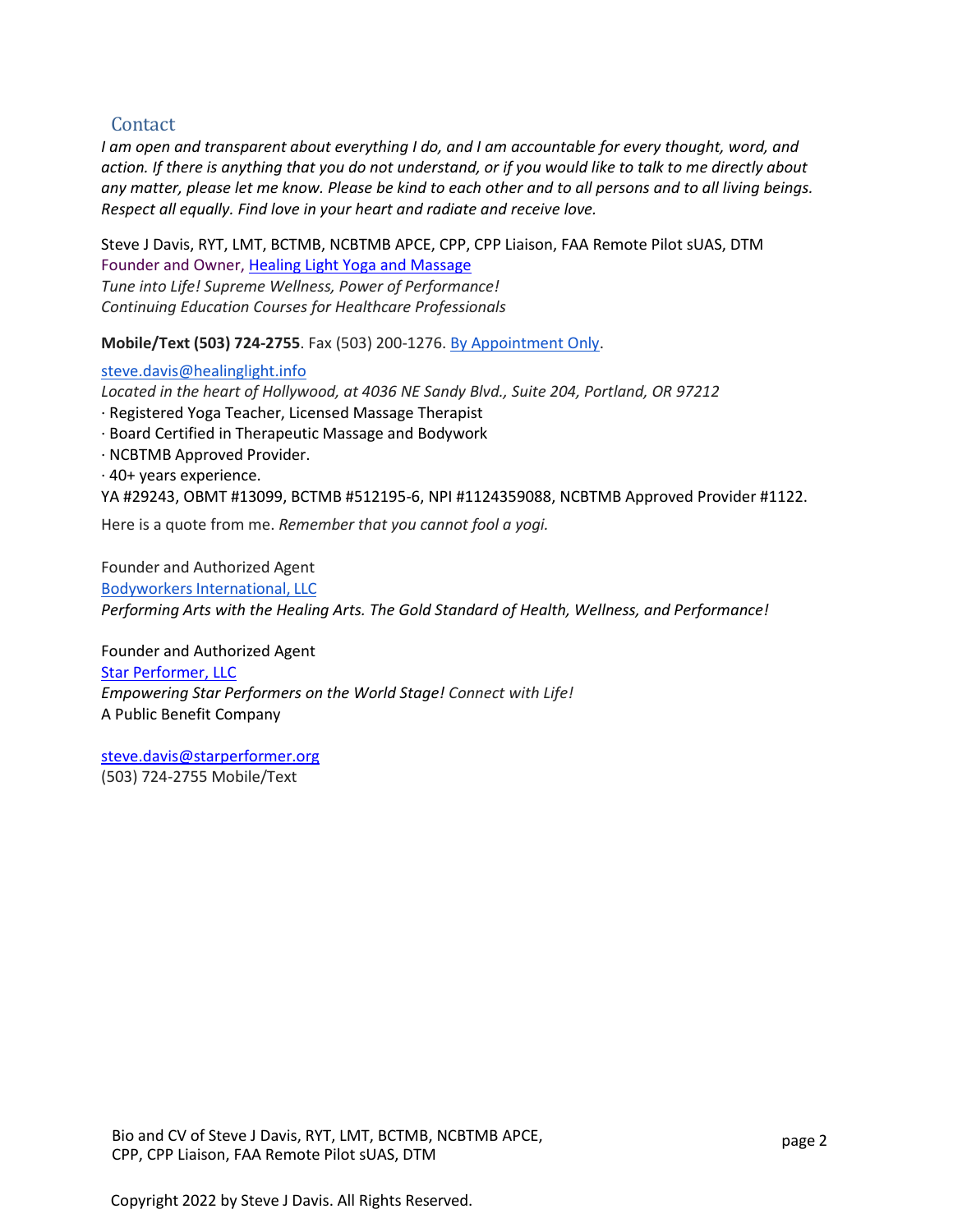## Contact

*I am open and transparent about everything I do, and I am accountable for every thought, word, and action. If there is anything that you do not understand, or if you would like to talk to me directly about any matter, please let me know. Please be kind to each other and to all persons and to all living beings. Respect all equally. Find love in your heart and radiate and receive love.*

Steve J Davis, RYT, LMT, BCTMB, NCBTMB APCE, CPP, CPP Liaison, FAA Remote Pilot sUAS, DTM
Founder and Owner, Healing Light Yoga and Massage
*Tune into Life! Supreme Wellness, Power of Performance!*
*Continuing Education Courses for Healthcare Professionals*

**Mobile/Text (503) 724-2755**. Fax (503) 200-1276. By Appointment Only.

steve.davis@healinglight.info
*Located in the heart of Hollywood, at 4036 NE Sandy Blvd., Suite 204, Portland, OR 97212*
· Registered Yoga Teacher, Licensed Massage Therapist
· Board Certified in Therapeutic Massage and Bodywork
· NCBTMB Approved Provider.
· 40+ years experience.
YA #29243, OBMT #13099, BCTMB #512195-6, NPI #1124359088, NCBTMB Approved Provider #1122.

Here is a quote from me. *Remember that you cannot fool a yogi.*

Founder and Authorized Agent
Bodyworkers International, LLC
*Performing Arts with the Healing Arts. The Gold Standard of Health, Wellness, and Performance!*

Founder and Authorized Agent
Star Performer, LLC
*Empowering Star Performers on the World Stage!* *Connect with Life!*
A Public Benefit Company

steve.davis@starperformer.org
(503) 724-2755 Mobile/Text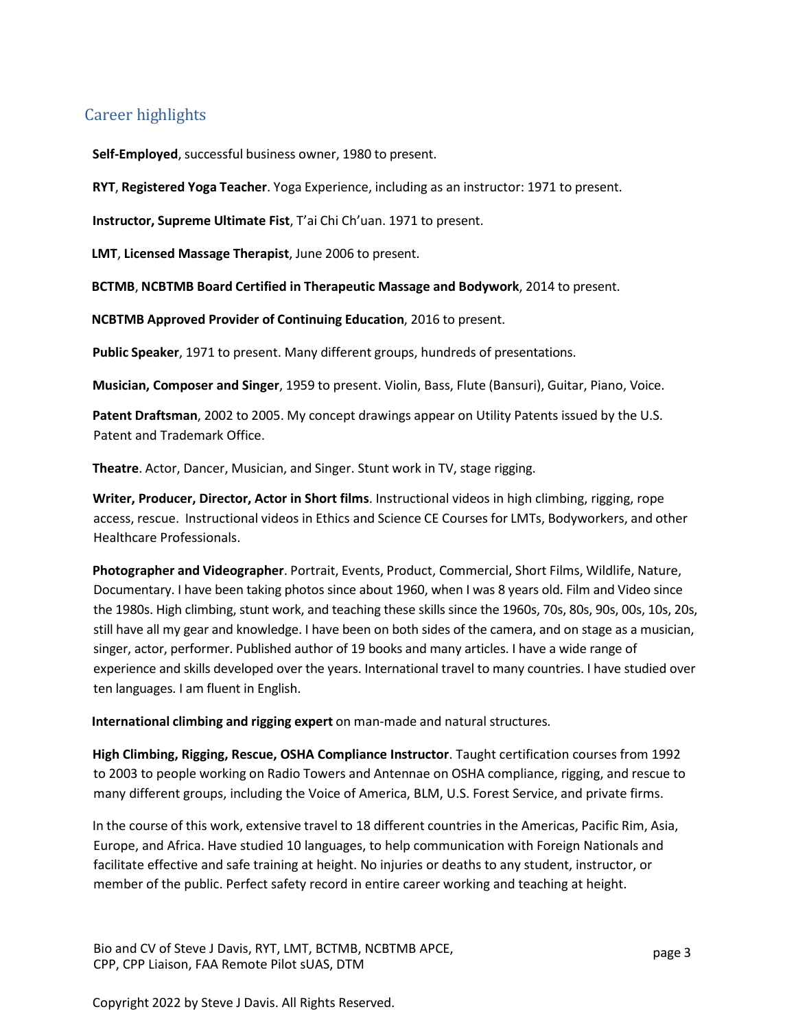## Career highlights

**Self-Employed**, successful business owner, 1980 to present.

**RYT**, **Registered Yoga Teacher**. Yoga Experience, including as an instructor: 1971 to present.

**Instructor, Supreme Ultimate Fist**, T'ai Chi Ch'uan. 1971 to present.

**LMT**, **Licensed Massage Therapist**, June 2006 to present.

**BCTMB**, **NCBTMB Board Certified in Therapeutic Massage and Bodywork**, 2014 to present.

**NCBTMB Approved Provider of Continuing Education**, 2016 to present.

**Public Speaker**, 1971 to present. Many different groups, hundreds of presentations.

**Musician, Composer and Singer**, 1959 to present. Violin, Bass, Flute (Bansuri), Guitar, Piano, Voice.

**Patent Draftsman**, 2002 to 2005. My concept drawings appear on Utility Patents issued by the U.S. Patent and Trademark Office.

**Theatre**. Actor, Dancer, Musician, and Singer. Stunt work in TV, stage rigging.

**Writer, Producer, Director, Actor in Short films**. Instructional videos in high climbing, rigging, rope access, rescue. Instructional videos in Ethics and Science CE Courses for LMTs, Bodyworkers, and other Healthcare Professionals.

**Photographer and Videographer**. Portrait, Events, Product, Commercial, Short Films, Wildlife, Nature, Documentary. I have been taking photos since about 1960, when I was 8 years old. Film and Video since the 1980s. High climbing, stunt work, and teaching these skills since the 1960s, 70s, 80s, 90s, 00s, 10s, 20s, still have all my gear and knowledge. I have been on both sides of the camera, and on stage as a musician, singer, actor, performer. Published author of 19 books and many articles. I have a wide range of experience and skills developed over the years. International travel to many countries. I have studied over ten languages. I am fluent in English.

**International climbing and rigging expert** on man-made and natural structures.

**High Climbing, Rigging, Rescue, OSHA Compliance Instructor**. Taught certification courses from 1992 to 2003 to people working on Radio Towers and Antennae on OSHA compliance, rigging, and rescue to many different groups, including the Voice of America, BLM, U.S. Forest Service, and private firms.

In the course of this work, extensive travel to 18 different countries in the Americas, Pacific Rim, Asia, Europe, and Africa. Have studied 10 languages, to help communication with Foreign Nationals and facilitate effective and safe training at height. No injuries or deaths to any student, instructor, or member of the public. Perfect safety record in entire career working and teaching at height.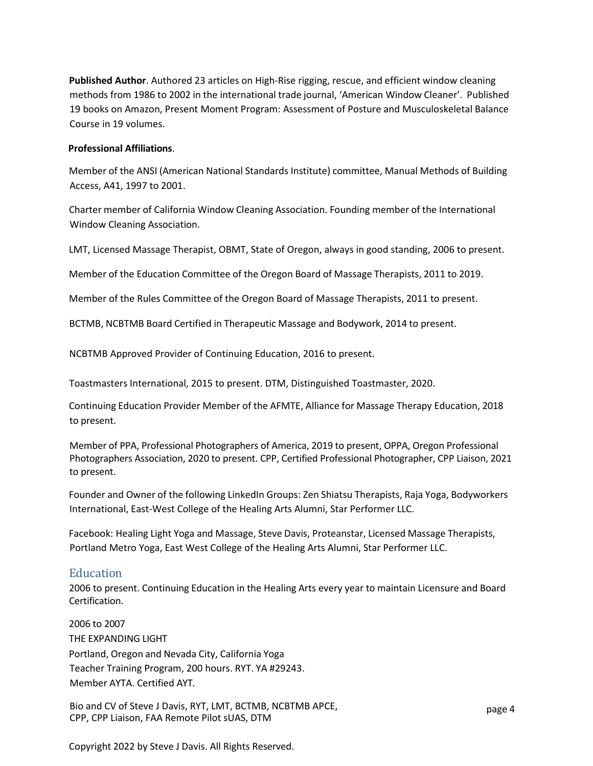**Published Author**. Authored 23 articles on High-Rise rigging, rescue, and efficient window cleaning methods from 1986 to 2002 in the international trade journal, 'American Window Cleaner'. Published 19 books on Amazon, Present Moment Program: Assessment of Posture and Musculoskeletal Balance Course in 19 volumes.

**Professional Affiliations**.

Member of the ANSI (American National Standards Institute) committee, Manual Methods of Building Access, A41, 1997 to 2001.

Charter member of California Window Cleaning Association. Founding member of the International Window Cleaning Association.

LMT, Licensed Massage Therapist, OBMT, State of Oregon, always in good standing, 2006 to present.

Member of the Education Committee of the Oregon Board of Massage Therapists, 2011 to 2019.

Member of the Rules Committee of the Oregon Board of Massage Therapists, 2011 to present.

BCTMB, NCBTMB Board Certified in Therapeutic Massage and Bodywork, 2014 to present.

NCBTMB Approved Provider of Continuing Education, 2016 to present.

Toastmasters International, 2015 to present. DTM, Distinguished Toastmaster, 2020.

Continuing Education Provider Member of the AFMTE, Alliance for Massage Therapy Education, 2018 to present.

Member of PPA, Professional Photographers of America, 2019 to present, OPPA, Oregon Professional Photographers Association, 2020 to present. CPP, Certified Professional Photographer, CPP Liaison, 2021 to present.

Founder and Owner of the following LinkedIn Groups: Zen Shiatsu Therapists, Raja Yoga, Bodyworkers International, East-West College of the Healing Arts Alumni, Star Performer LLC.

Facebook: Healing Light Yoga and Massage, Steve Davis, Proteanstar, Licensed Massage Therapists, Portland Metro Yoga, East West College of the Healing Arts Alumni, Star Performer LLC.

## Education

2006 to present. Continuing Education in the Healing Arts every year to maintain Licensure and Board Certification.

2006 to 2007
THE EXPANDING LIGHT
Portland, Oregon and Nevada City, California Yoga
Teacher Training Program, 200 hours. RYT. YA #29243.
Member AYTA. Certified AYT.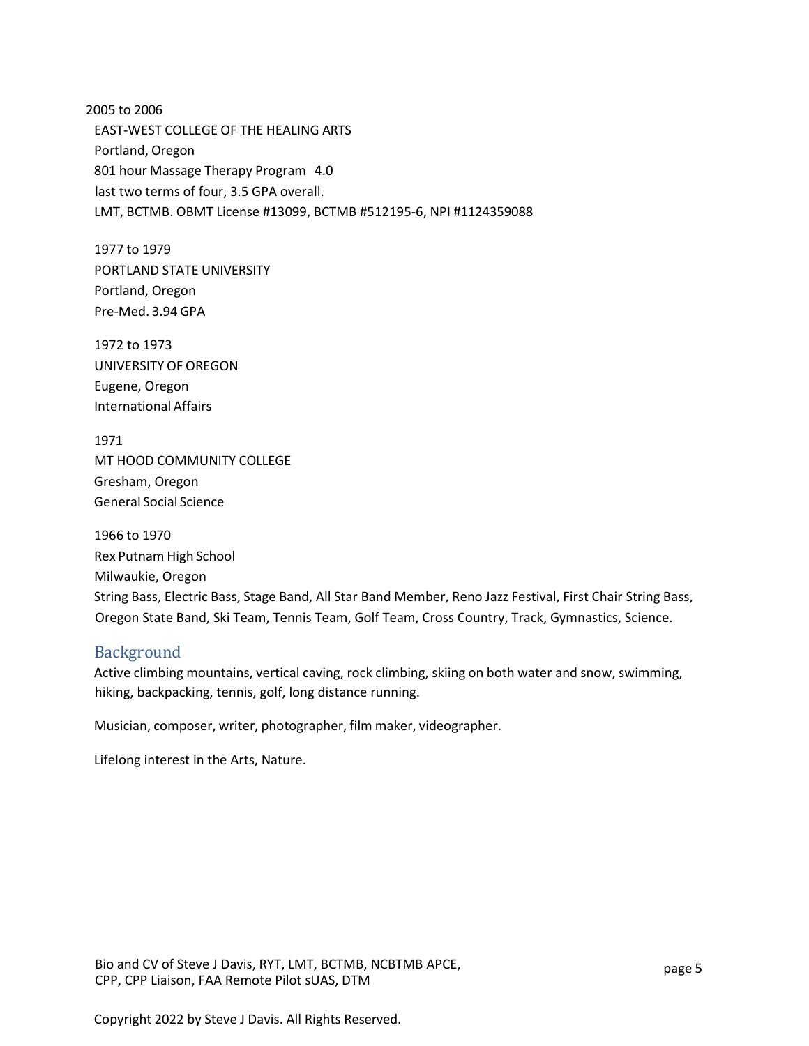2005 to 2006
EAST-WEST COLLEGE OF THE HEALING ARTS
Portland, Oregon
801 hour Massage Therapy Program 4.0
last two terms of four, 3.5 GPA overall.
LMT, BCTMB. OBMT License #13099, BCTMB #512195-6, NPI #1124359088

1977 to 1979
PORTLAND STATE UNIVERSITY
Portland, Oregon
Pre-Med. 3.94 GPA

1972 to 1973
UNIVERSITY OF OREGON
Eugene, Oregon
International Affairs

1971
MT HOOD COMMUNITY COLLEGE
Gresham, Oregon
General Social Science

1966 to 1970
Rex Putnam High School
Milwaukie, Oregon
String Bass, Electric Bass, Stage Band, All Star Band Member, Reno Jazz Festival, First Chair String Bass, Oregon State Band, Ski Team, Tennis Team, Golf Team, Cross Country, Track, Gymnastics, Science.

## Background

Active climbing mountains, vertical caving, rock climbing, skiing on both water and snow, swimming, hiking, backpacking, tennis, golf, long distance running.

Musician, composer, writer, photographer, film maker, videographer.

Lifelong interest in the Arts, Nature.